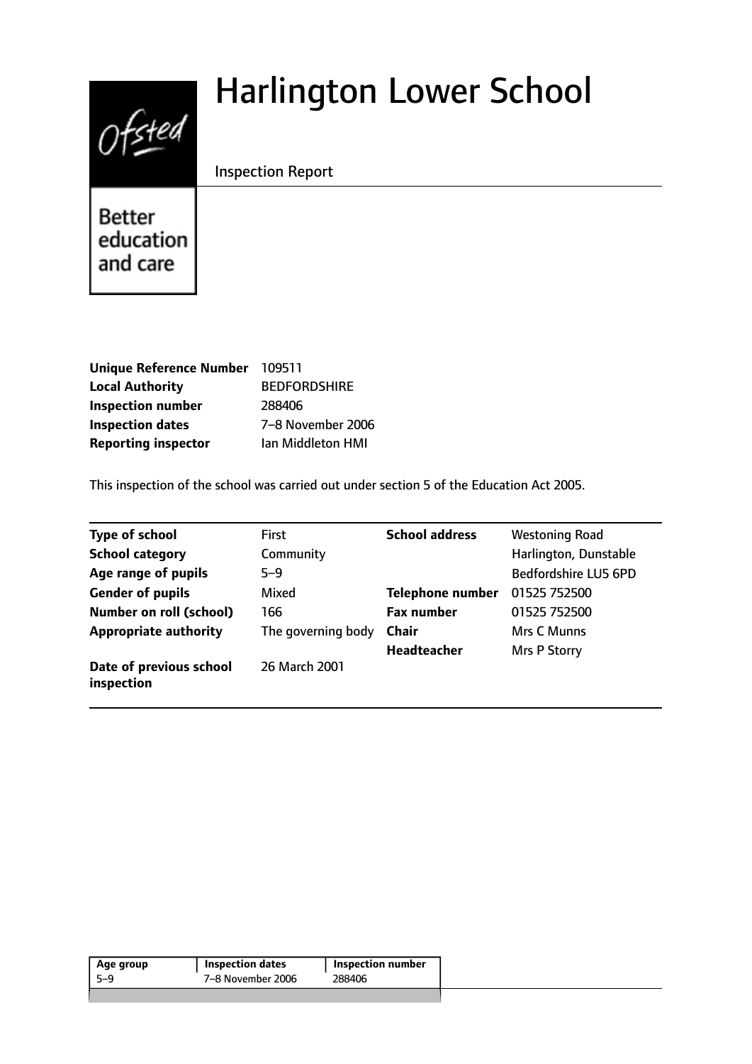# Harlington Lower School

Inspection Report

Better education and care

| | |
|---|---|
| **Unique Reference Number** | 109511 |
| **Local Authority** | BEDFORDSHIRE |
| **Inspection number** | 288406 |
| **Inspection dates** | 7–8 November 2006 |
| **Reporting inspector** | Ian Middleton HMI |

This inspection of the school was carried out under section 5 of the Education Act 2005.

| | | | |
|---|---|---|---|
| **Type of school** | First | **School address** | Westoning Road |
| **School category** | Community | | Harlington, Dunstable |
| **Age range of pupils** | 5–9 | | Bedfordshire LU5 6PD |
| **Gender of pupils** | Mixed | **Telephone number** | 01525 752500 |
| **Number on roll (school)** | 166 | **Fax number** | 01525 752500 |
| **Appropriate authority** | The governing body | **Chair** | Mrs C Munns |
| | | **Headteacher** | Mrs P Storry |
| **Date of previous school inspection** | 26 March 2001 | | |

| Age group | Inspection dates | Inspection number |
|---|---|---|
| 5–9 | 7–8 November 2006 | 288406 |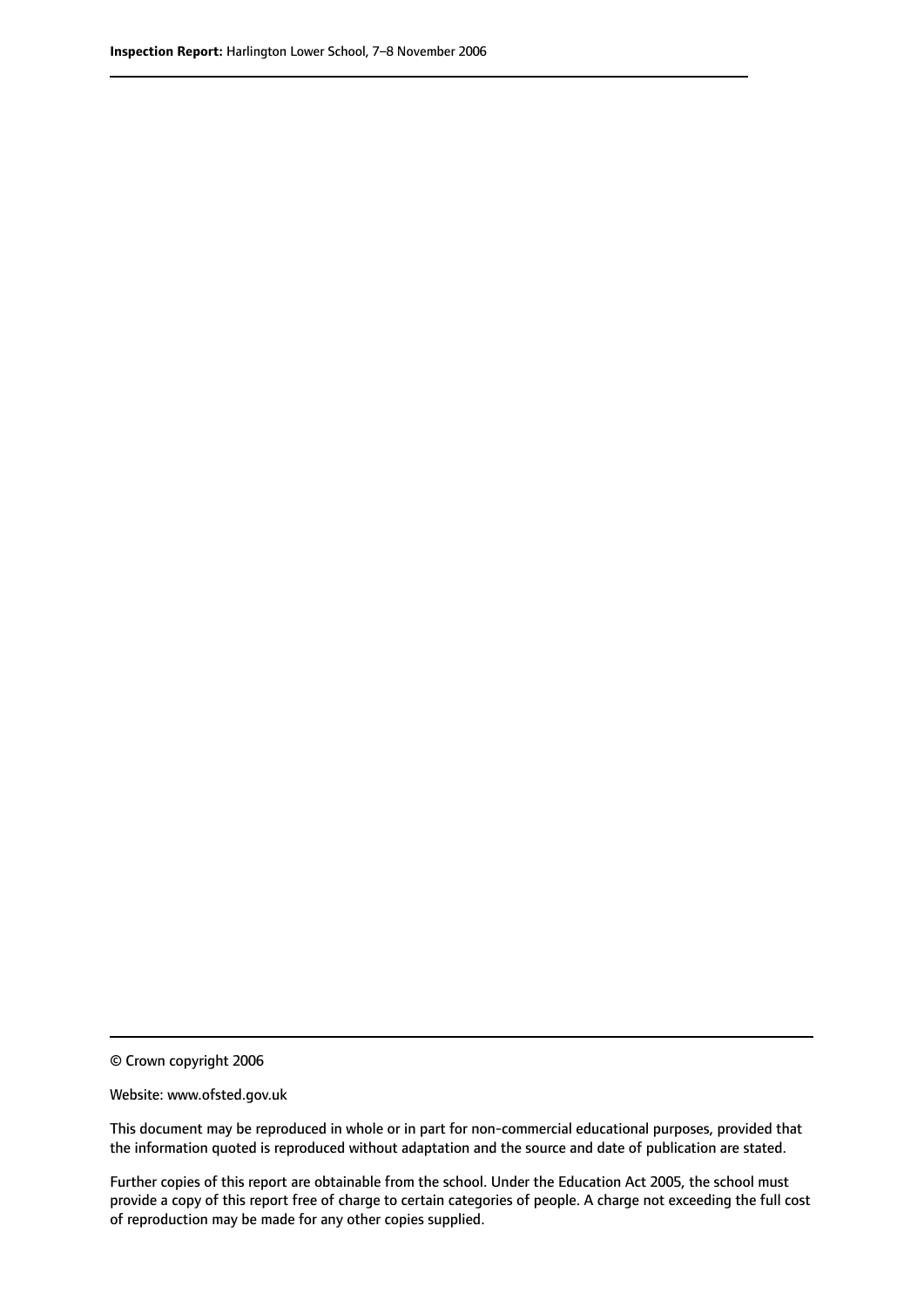© Crown copyright 2006

Website: www.ofsted.gov.uk

This document may be reproduced in whole or in part for non-commercial educational purposes, provided that the information quoted is reproduced without adaptation and the source and date of publication are stated.

Further copies of this report are obtainable from the school. Under the Education Act 2005, the school must provide a copy of this report free of charge to certain categories of people. A charge not exceeding the full cost of reproduction may be made for any other copies supplied.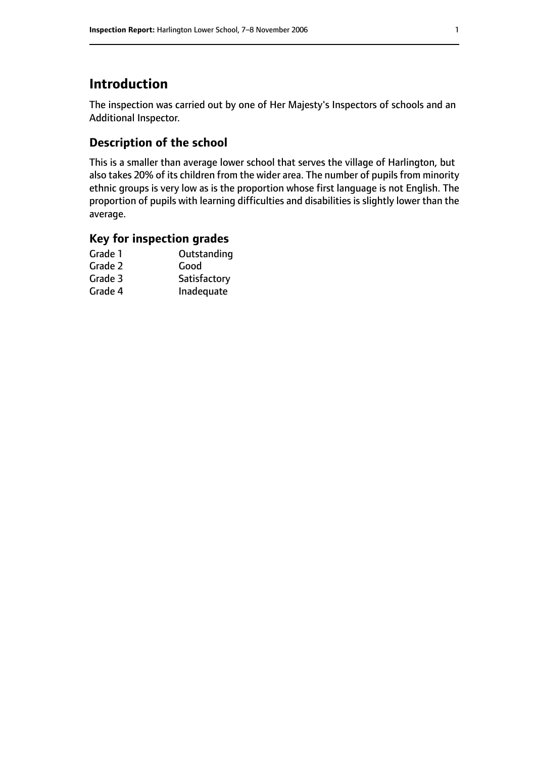# Introduction

The inspection was carried out by one of Her Majesty's Inspectors of schools and an Additional Inspector.

## Description of the school

This is a smaller than average lower school that serves the village of Harlington, but also takes 20% of its children from the wider area. The number of pupils from minority ethnic groups is very low as is the proportion whose first language is not English. The proportion of pupils with learning difficulties and disabilities is slightly lower than the average.

## Key for inspection grades

| | |
|---|---|
| Grade 1 | Outstanding |
| Grade 2 | Good |
| Grade 3 | Satisfactory |
| Grade 4 | Inadequate |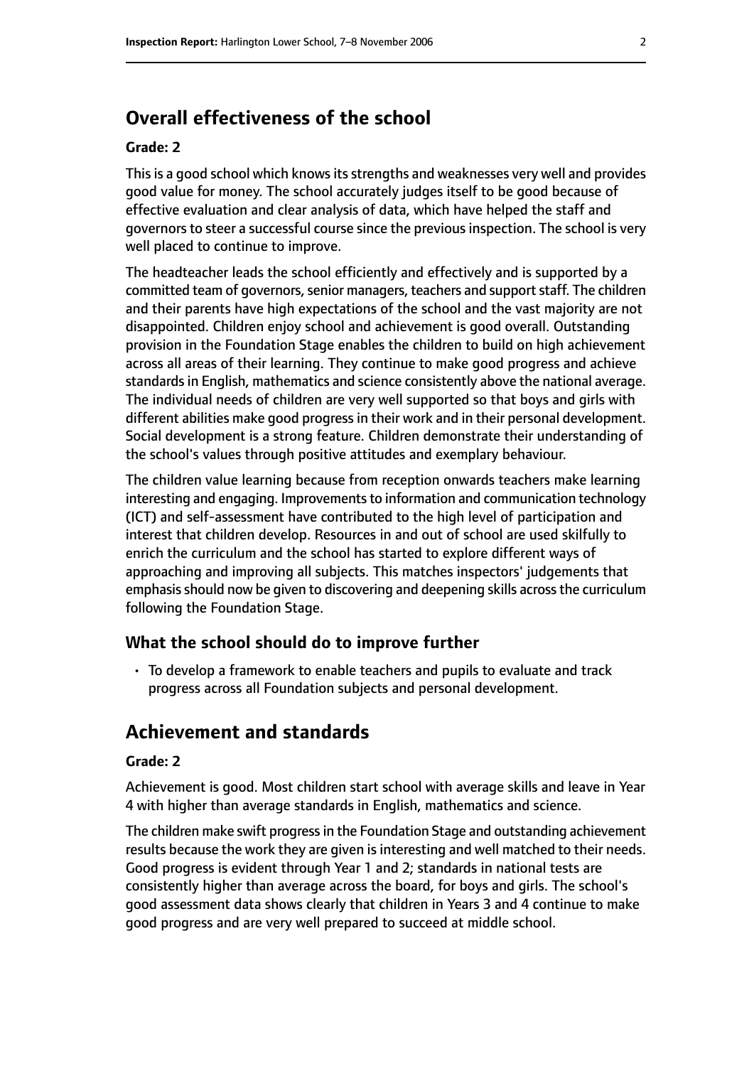## Overall effectiveness of the school

#### Grade: 2

This is a good school which knows its strengths and weaknesses very well and provides good value for money. The school accurately judges itself to be good because of effective evaluation and clear analysis of data, which have helped the staff and governors to steer a successful course since the previous inspection. The school is very well placed to continue to improve.

The headteacher leads the school efficiently and effectively and is supported by a committed team of governors, senior managers, teachers and support staff. The children and their parents have high expectations of the school and the vast majority are not disappointed. Children enjoy school and achievement is good overall. Outstanding provision in the Foundation Stage enables the children to build on high achievement across all areas of their learning. They continue to make good progress and achieve standards in English, mathematics and science consistently above the national average. The individual needs of children are very well supported so that boys and girls with different abilities make good progress in their work and in their personal development. Social development is a strong feature. Children demonstrate their understanding of the school's values through positive attitudes and exemplary behaviour.

The children value learning because from reception onwards teachers make learning interesting and engaging. Improvements to information and communication technology (ICT) and self-assessment have contributed to the high level of participation and interest that children develop. Resources in and out of school are used skilfully to enrich the curriculum and the school has started to explore different ways of approaching and improving all subjects. This matches inspectors' judgements that emphasis should now be given to discovering and deepening skills across the curriculum following the Foundation Stage.

### What the school should do to improve further

- To develop a framework to enable teachers and pupils to evaluate and track progress across all Foundation subjects and personal development.

## Achievement and standards

#### Grade: 2

Achievement is good. Most children start school with average skills and leave in Year 4 with higher than average standards in English, mathematics and science.

The children make swift progress in the Foundation Stage and outstanding achievement results because the work they are given is interesting and well matched to their needs. Good progress is evident through Year 1 and 2; standards in national tests are consistently higher than average across the board, for boys and girls. The school's good assessment data shows clearly that children in Years 3 and 4 continue to make good progress and are very well prepared to succeed at middle school.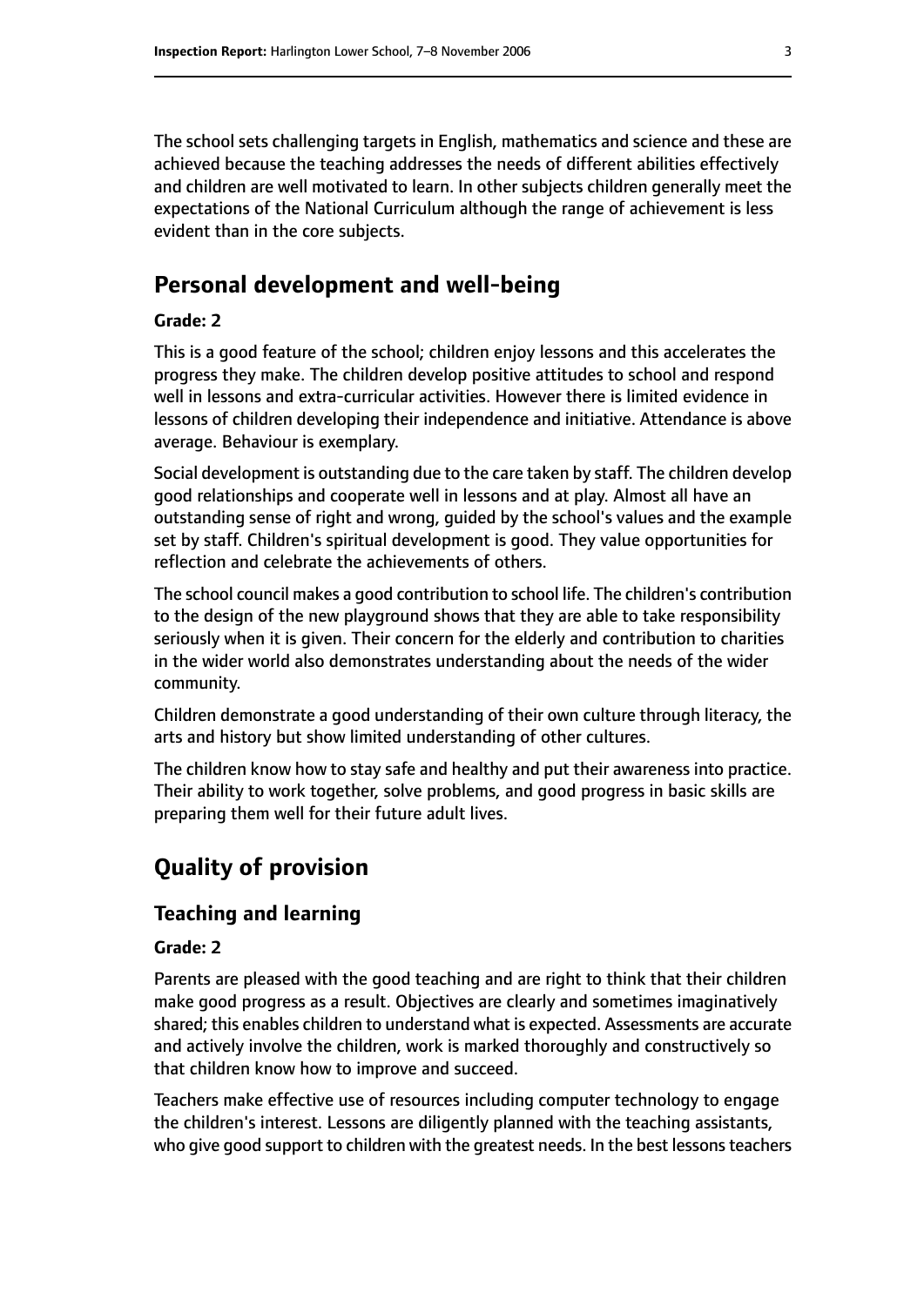The school sets challenging targets in English, mathematics and science and these are achieved because the teaching addresses the needs of different abilities effectively and children are well motivated to learn. In other subjects children generally meet the expectations of the National Curriculum although the range of achievement is less evident than in the core subjects.

## Personal development and well-being

**Grade: 2**

This is a good feature of the school; children enjoy lessons and this accelerates the progress they make. The children develop positive attitudes to school and respond well in lessons and extra-curricular activities. However there is limited evidence in lessons of children developing their independence and initiative. Attendance is above average. Behaviour is exemplary.

Social development is outstanding due to the care taken by staff. The children develop good relationships and cooperate well in lessons and at play. Almost all have an outstanding sense of right and wrong, guided by the school's values and the example set by staff. Children's spiritual development is good. They value opportunities for reflection and celebrate the achievements of others.

The school council makes a good contribution to school life. The children's contribution to the design of the new playground shows that they are able to take responsibility seriously when it is given. Their concern for the elderly and contribution to charities in the wider world also demonstrates understanding about the needs of the wider community.

Children demonstrate a good understanding of their own culture through literacy, the arts and history but show limited understanding of other cultures.

The children know how to stay safe and healthy and put their awareness into practice. Their ability to work together, solve problems, and good progress in basic skills are preparing them well for their future adult lives.

## Quality of provision

### Teaching and learning

**Grade: 2**

Parents are pleased with the good teaching and are right to think that their children make good progress as a result. Objectives are clearly and sometimes imaginatively shared; this enables children to understand what is expected. Assessments are accurate and actively involve the children, work is marked thoroughly and constructively so that children know how to improve and succeed.

Teachers make effective use of resources including computer technology to engage the children's interest. Lessons are diligently planned with the teaching assistants, who give good support to children with the greatest needs. In the best lessons teachers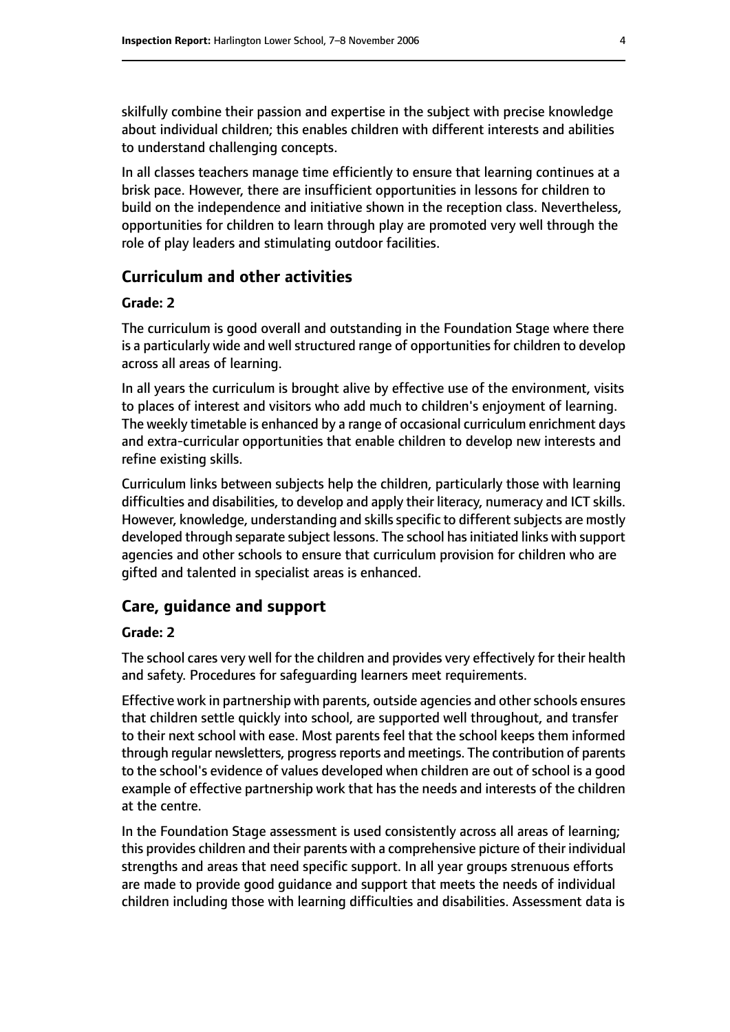skilfully combine their passion and expertise in the subject with precise knowledge about individual children; this enables children with different interests and abilities to understand challenging concepts.

In all classes teachers manage time efficiently to ensure that learning continues at a brisk pace. However, there are insufficient opportunities in lessons for children to build on the independence and initiative shown in the reception class. Nevertheless, opportunities for children to learn through play are promoted very well through the role of play leaders and stimulating outdoor facilities.

## Curriculum and other activities

#### Grade: 2

The curriculum is good overall and outstanding in the Foundation Stage where there is a particularly wide and well structured range of opportunities for children to develop across all areas of learning.

In all years the curriculum is brought alive by effective use of the environment, visits to places of interest and visitors who add much to children's enjoyment of learning. The weekly timetable is enhanced by a range of occasional curriculum enrichment days and extra-curricular opportunities that enable children to develop new interests and refine existing skills.

Curriculum links between subjects help the children, particularly those with learning difficulties and disabilities, to develop and apply their literacy, numeracy and ICT skills. However, knowledge, understanding and skills specific to different subjects are mostly developed through separate subject lessons. The school has initiated links with support agencies and other schools to ensure that curriculum provision for children who are gifted and talented in specialist areas is enhanced.

## Care, guidance and support

#### Grade: 2

The school cares very well for the children and provides very effectively for their health and safety. Procedures for safeguarding learners meet requirements.

Effective work in partnership with parents, outside agencies and other schools ensures that children settle quickly into school, are supported well throughout, and transfer to their next school with ease. Most parents feel that the school keeps them informed through regular newsletters, progress reports and meetings. The contribution of parents to the school's evidence of values developed when children are out of school is a good example of effective partnership work that has the needs and interests of the children at the centre.

In the Foundation Stage assessment is used consistently across all areas of learning; this provides children and their parents with a comprehensive picture of their individual strengths and areas that need specific support. In all year groups strenuous efforts are made to provide good guidance and support that meets the needs of individual children including those with learning difficulties and disabilities. Assessment data is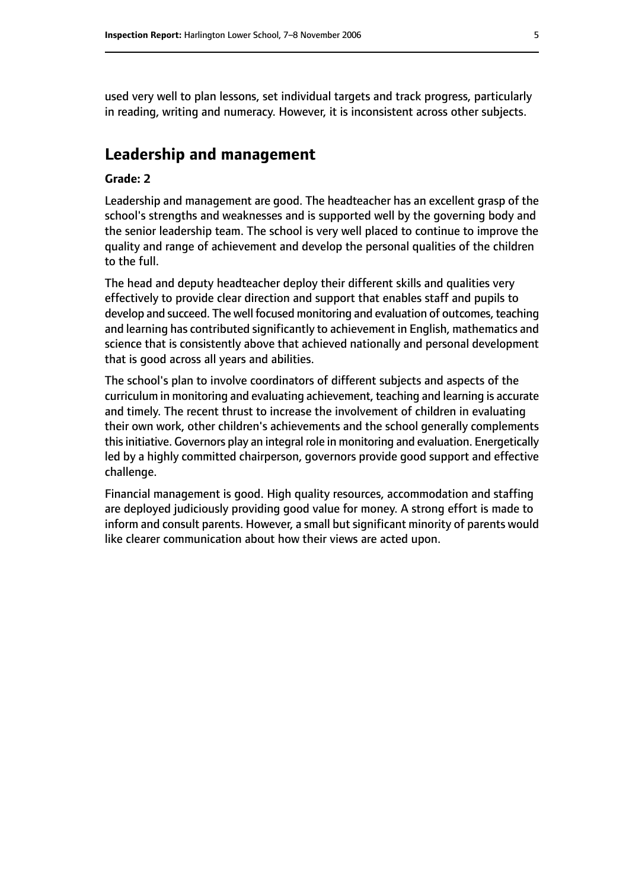used very well to plan lessons, set individual targets and track progress, particularly in reading, writing and numeracy. However, it is inconsistent across other subjects.

## Leadership and management

**Grade: 2**

Leadership and management are good. The headteacher has an excellent grasp of the school's strengths and weaknesses and is supported well by the governing body and the senior leadership team. The school is very well placed to continue to improve the quality and range of achievement and develop the personal qualities of the children to the full.

The head and deputy headteacher deploy their different skills and qualities very effectively to provide clear direction and support that enables staff and pupils to develop and succeed. The well focused monitoring and evaluation of outcomes, teaching and learning has contributed significantly to achievement in English, mathematics and science that is consistently above that achieved nationally and personal development that is good across all years and abilities.

The school's plan to involve coordinators of different subjects and aspects of the curriculum in monitoring and evaluating achievement, teaching and learning is accurate and timely. The recent thrust to increase the involvement of children in evaluating their own work, other children's achievements and the school generally complements this initiative. Governors play an integral role in monitoring and evaluation. Energetically led by a highly committed chairperson, governors provide good support and effective challenge.

Financial management is good. High quality resources, accommodation and staffing are deployed judiciously providing good value for money. A strong effort is made to inform and consult parents. However, a small but significant minority of parents would like clearer communication about how their views are acted upon.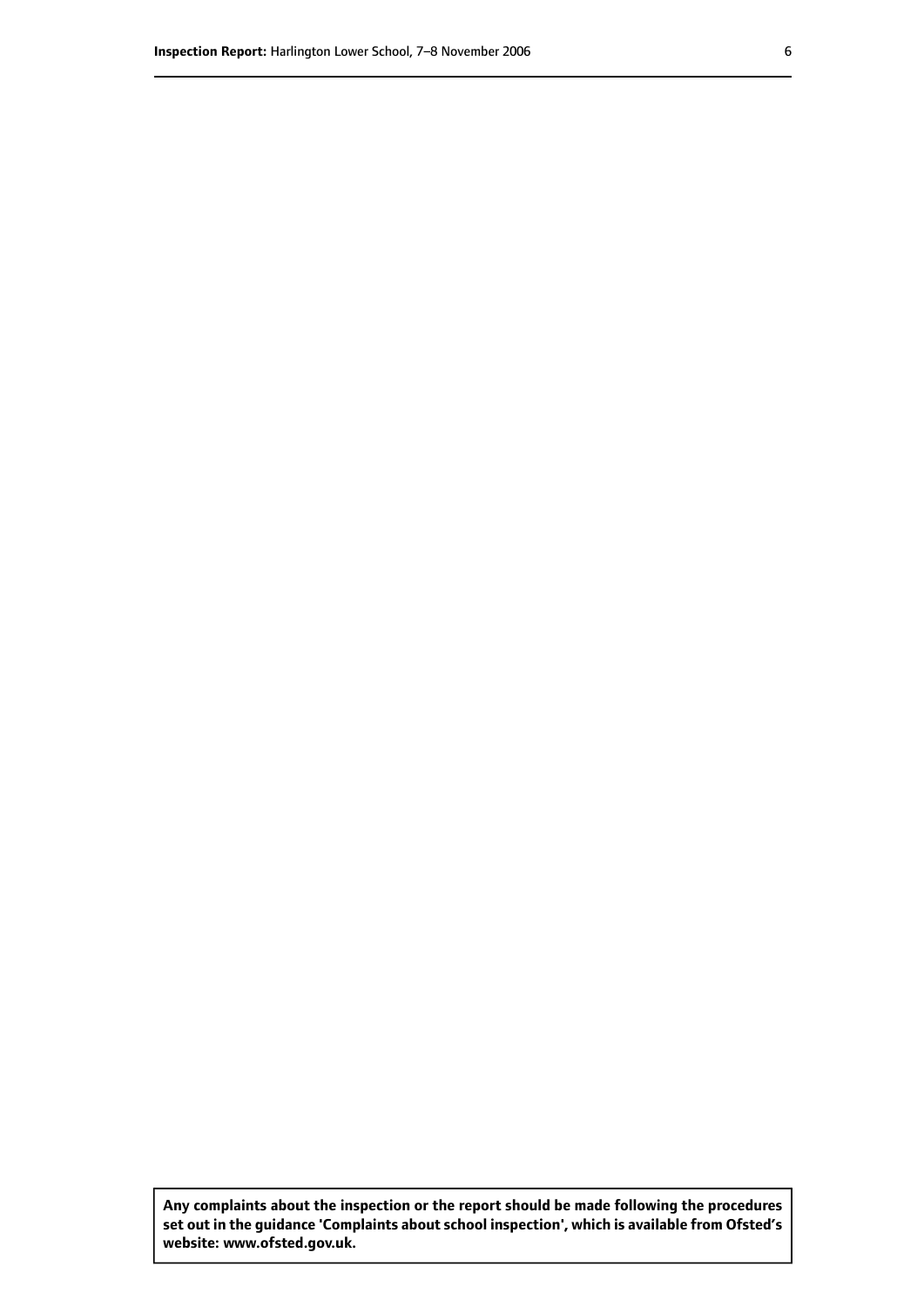**Any complaints about the inspection or the report should be made following the procedures set out in the guidance 'Complaints about school inspection', which is available from Ofsted's website: www.ofsted.gov.uk.**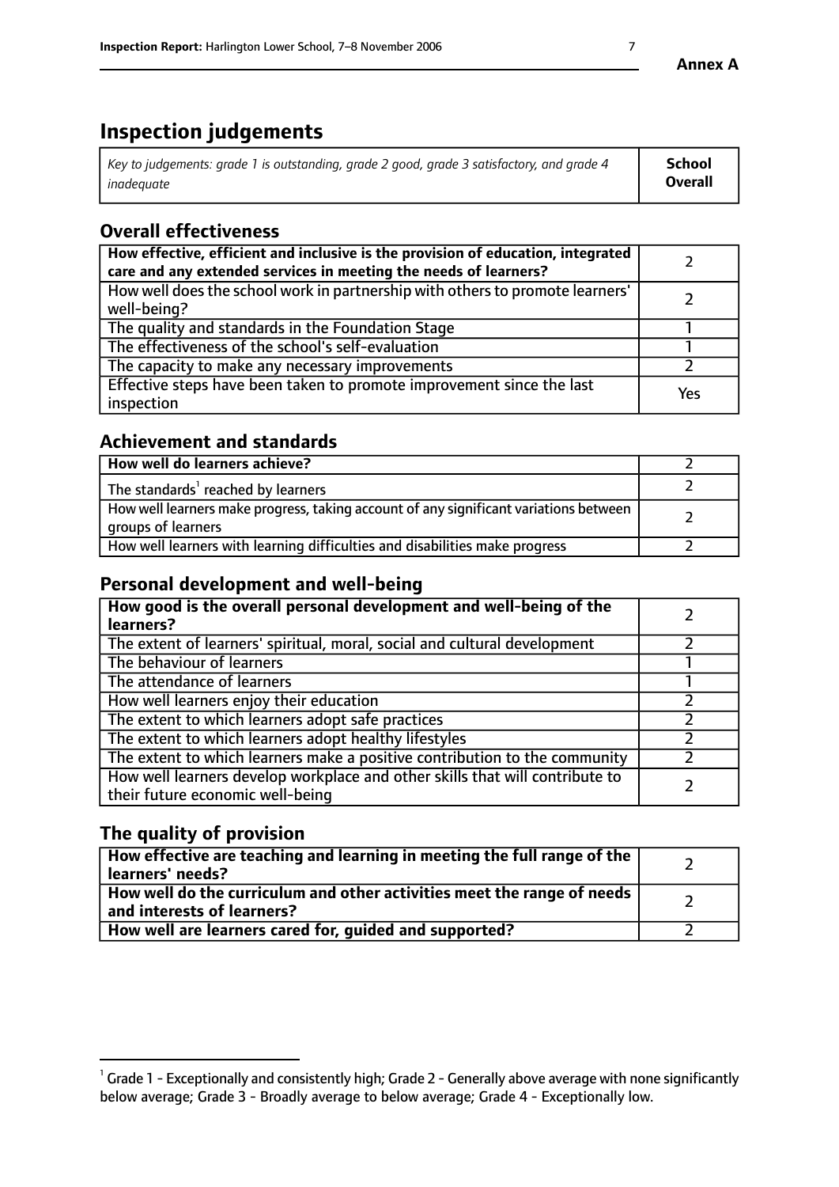# Inspection judgements

| *Key to judgements: grade 1 is outstanding, grade 2 good, grade 3 satisfactory, and grade 4 inadequate* | **School Overall** |
|---|---|

## Overall effectiveness

| | |
|---|---|
| **How effective, efficient and inclusive is the provision of education, integrated care and any extended services in meeting the needs of learners?** | 2 |
| How well does the school work in partnership with others to promote learners' well-being? | 2 |
| The quality and standards in the Foundation Stage | 1 |
| The effectiveness of the school's self-evaluation | 1 |
| The capacity to make any necessary improvements | 2 |
| Effective steps have been taken to promote improvement since the last inspection | Yes |

## Achievement and standards

| | |
|---|---|
| **How well do learners achieve?** | 2 |
| The standards[1] reached by learners | 2 |
| How well learners make progress, taking account of any significant variations between groups of learners | 2 |
| How well learners with learning difficulties and disabilities make progress | 2 |

## Personal development and well-being

| | |
|---|---|
| **How good is the overall personal development and well-being of the learners?** | 2 |
| The extent of learners' spiritual, moral, social and cultural development | 2 |
| The behaviour of learners | 1 |
| The attendance of learners | 1 |
| How well learners enjoy their education | 2 |
| The extent to which learners adopt safe practices | 2 |
| The extent to which learners adopt healthy lifestyles | 2 |
| The extent to which learners make a positive contribution to the community | 2 |
| How well learners develop workplace and other skills that will contribute to their future economic well-being | 2 |

## The quality of provision

| | |
|---|---|
| **How effective are teaching and learning in meeting the full range of the learners' needs?** | 2 |
| **How well do the curriculum and other activities meet the range of needs and interests of learners?** | 2 |
| **How well are learners cared for, guided and supported?** | 2 |

[1] Grade 1 - Exceptionally and consistently high; Grade 2 - Generally above average with none significantly below average; Grade 3 - Broadly average to below average; Grade 4 - Exceptionally low.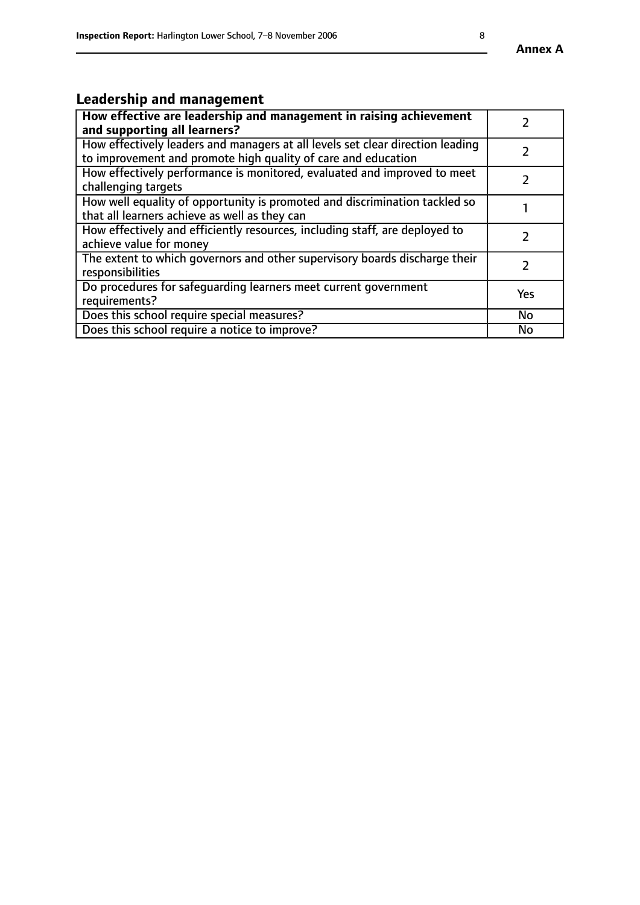## Leadership and management

| How effective are leadership and management in raising achievement and supporting all learners? | 2 |
|---|---|
| How effectively leaders and managers at all levels set clear direction leading to improvement and promote high quality of care and education | 2 |
| How effectively performance is monitored, evaluated and improved to meet challenging targets | 2 |
| How well equality of opportunity is promoted and discrimination tackled so that all learners achieve as well as they can | 1 |
| How effectively and efficiently resources, including staff, are deployed to achieve value for money | 2 |
| The extent to which governors and other supervisory boards discharge their responsibilities | 2 |
| Do procedures for safeguarding learners meet current government requirements? | Yes |
| Does this school require special measures? | No |
| Does this school require a notice to improve? | No |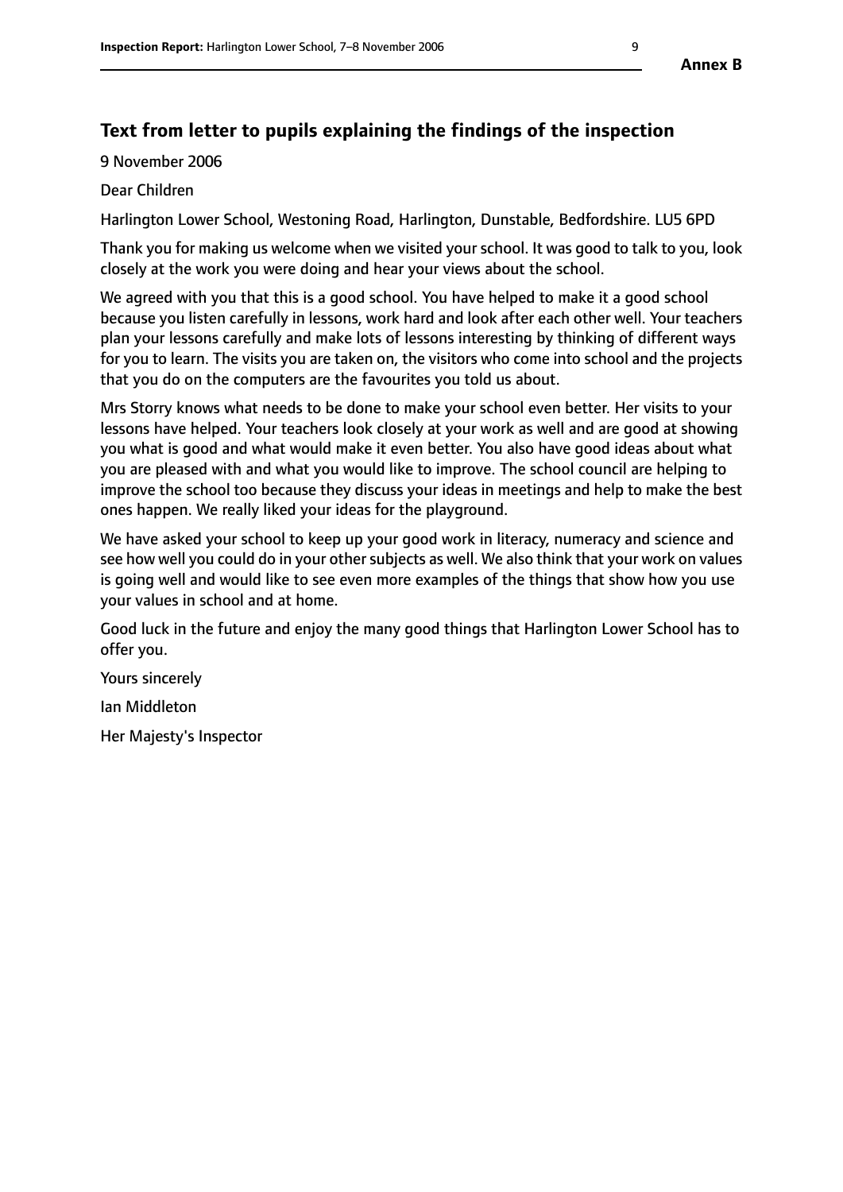## Text from letter to pupils explaining the findings of the inspection

9 November 2006

Dear Children

Harlington Lower School, Westoning Road, Harlington, Dunstable, Bedfordshire. LU5 6PD

Thank you for making us welcome when we visited your school. It was good to talk to you, look closely at the work you were doing and hear your views about the school.

We agreed with you that this is a good school. You have helped to make it a good school because you listen carefully in lessons, work hard and look after each other well. Your teachers plan your lessons carefully and make lots of lessons interesting by thinking of different ways for you to learn. The visits you are taken on, the visitors who come into school and the projects that you do on the computers are the favourites you told us about.

Mrs Storry knows what needs to be done to make your school even better. Her visits to your lessons have helped. Your teachers look closely at your work as well and are good at showing you what is good and what would make it even better. You also have good ideas about what you are pleased with and what you would like to improve. The school council are helping to improve the school too because they discuss your ideas in meetings and help to make the best ones happen. We really liked your ideas for the playground.

We have asked your school to keep up your good work in literacy, numeracy and science and see how well you could do in your other subjects as well. We also think that your work on values is going well and would like to see even more examples of the things that show how you use your values in school and at home.

Good luck in the future and enjoy the many good things that Harlington Lower School has to offer you.

Yours sincerely

Ian Middleton

Her Majesty's Inspector